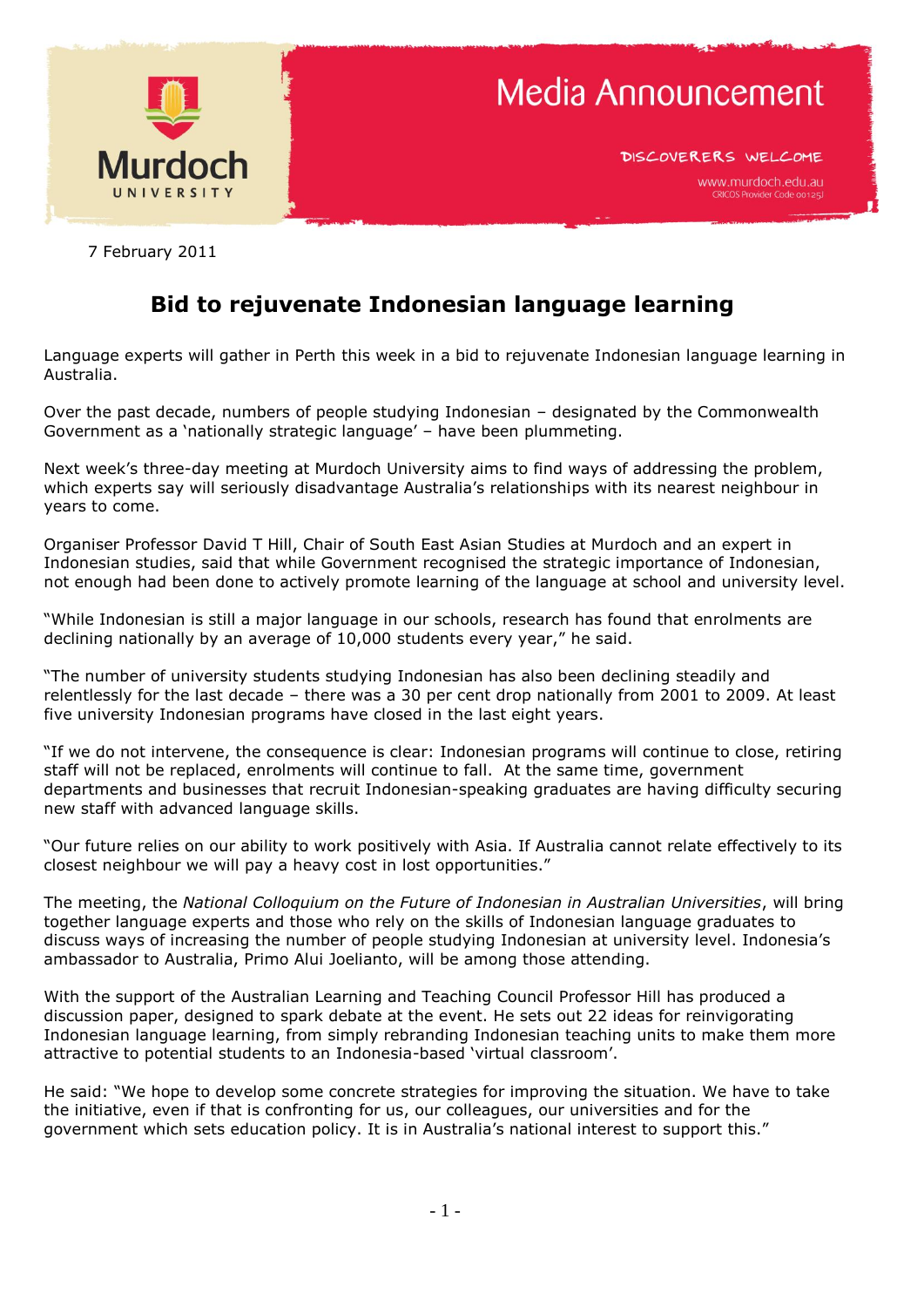Murdoch UNIVERSITY

Media Announcement

DISCOVERERS WELCOME

www.murdoch.edu.au
CRICOS Provider Code 00125J

7 February 2011

# Bid to rejuvenate Indonesian language learning

Language experts will gather in Perth this week in a bid to rejuvenate Indonesian language learning in Australia.

Over the past decade, numbers of people studying Indonesian – designated by the Commonwealth Government as a 'nationally strategic language' – have been plummeting.

Next week's three-day meeting at Murdoch University aims to find ways of addressing the problem, which experts say will seriously disadvantage Australia's relationships with its nearest neighbour in years to come.

Organiser Professor David T Hill, Chair of South East Asian Studies at Murdoch and an expert in Indonesian studies, said that while Government recognised the strategic importance of Indonesian, not enough had been done to actively promote learning of the language at school and university level.

"While Indonesian is still a major language in our schools, research has found that enrolments are declining nationally by an average of 10,000 students every year," he said.

"The number of university students studying Indonesian has also been declining steadily and relentlessly for the last decade – there was a 30 per cent drop nationally from 2001 to 2009. At least five university Indonesian programs have closed in the last eight years.

"If we do not intervene, the consequence is clear: Indonesian programs will continue to close, retiring staff will not be replaced, enrolments will continue to fall. At the same time, government departments and businesses that recruit Indonesian-speaking graduates are having difficulty securing new staff with advanced language skills.

"Our future relies on our ability to work positively with Asia. If Australia cannot relate effectively to its closest neighbour we will pay a heavy cost in lost opportunities."

The meeting, the *National Colloquium on the Future of Indonesian in Australian Universities*, will bring together language experts and those who rely on the skills of Indonesian language graduates to discuss ways of increasing the number of people studying Indonesian at university level. Indonesia's ambassador to Australia, Primo Alui Joelianto, will be among those attending.

With the support of the Australian Learning and Teaching Council Professor Hill has produced a discussion paper, designed to spark debate at the event. He sets out 22 ideas for reinvigorating Indonesian language learning, from simply rebranding Indonesian teaching units to make them more attractive to potential students to an Indonesia-based 'virtual classroom'.

He said: "We hope to develop some concrete strategies for improving the situation. We have to take the initiative, even if that is confronting for us, our colleagues, our universities and for the government which sets education policy. It is in Australia's national interest to support this."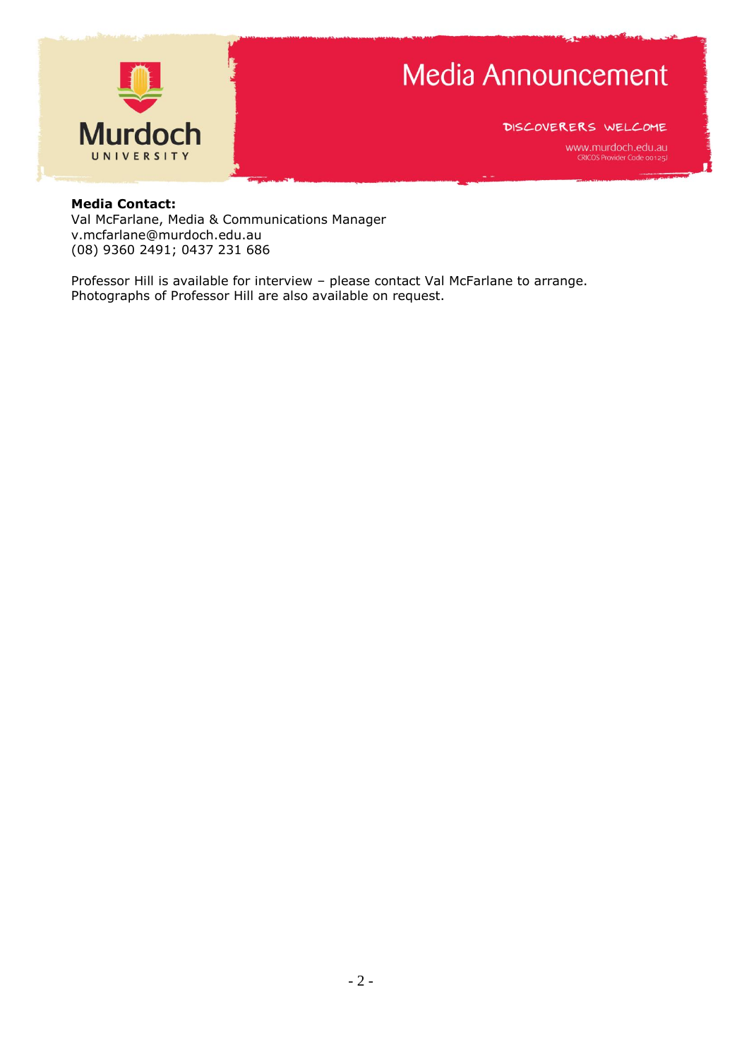**Media Contact:**
Val McFarlane, Media & Communications Manager
v.mcfarlane@murdoch.edu.au
(08) 9360 2491; 0437 231 686

Professor Hill is available for interview – please contact Val McFarlane to arrange.
Photographs of Professor Hill are also available on request.